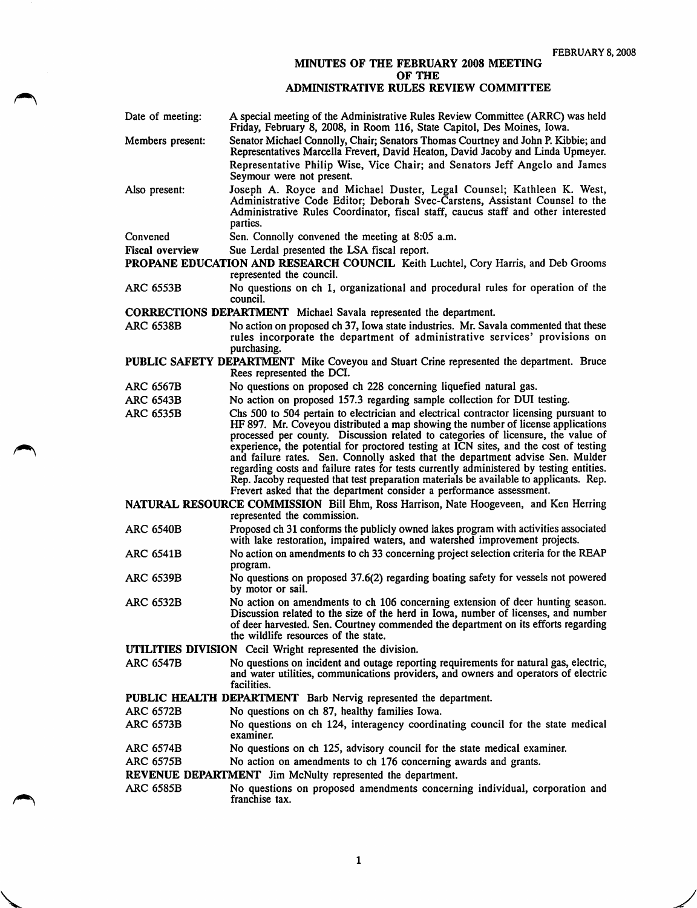FEBRUARY 8, 2008

# MINUTES OF THE FEBRUARY 2008 MEETING OF THE ADMINISTRATIVE RULES REVIEW COMMITTEE

| | |
|---|---|
| Date of meeting: | A special meeting of the Administrative Rules Review Committee (ARRC) was held Friday, February 8, 2008, in Room 116, State Capitol, Des Moines, Iowa. |
| Members present: | Senator Michael Connolly, Chair; Senators Thomas Courtney and John P. Kibbie; and Representatives Marcella Frevert, David Heaton, David Jacoby and Linda Upmeyer. Representative Philip Wise, Vice Chair; and Senators Jeff Angelo and James Seymour were not present. |
| Also present: | Joseph A. Royce and Michael Duster, Legal Counsel; Kathleen K. West, Administrative Code Editor; Deborah Svec-Carstens, Assistant Counsel to the Administrative Rules Coordinator, fiscal staff, caucus staff and other interested parties. |
| Convened | Sen. Connolly convened the meeting at 8:05 a.m. |
| **Fiscal overview** | Sue Lerdal presented the LSA fiscal report. |

**PROPANE EDUCATION AND RESEARCH COUNCIL** Keith Luchtel, Cory Harris, and Deb Grooms represented the council.

| | |
|---|---|
| ARC 6553B | No questions on ch 1, organizational and procedural rules for operation of the council. |

**CORRECTIONS DEPARTMENT** Michael Savala represented the department.

| | |
|---|---|
| ARC 6538B | No action on proposed ch 37, Iowa state industries. Mr. Savala commented that these rules incorporate the department of administrative services' provisions on purchasing. |

**PUBLIC SAFETY DEPARTMENT** Mike Coveyou and Stuart Crine represented the department. Bruce Rees represented the DCI.

| | |
|---|---|
| ARC 6567B | No questions on proposed ch 228 concerning liquefied natural gas. |
| ARC 6543B | No action on proposed 157.3 regarding sample collection for DUI testing. |
| ARC 6535B | Chs 500 to 504 pertain to electrician and electrical contractor licensing pursuant to HF 897. Mr. Coveyou distributed a map showing the number of license applications processed per county. Discussion related to categories of licensure, the value of experience, the potential for proctored testing at ICN sites, and the cost of testing and failure rates. Sen. Connolly asked that the department advise Sen. Mulder regarding costs and failure rates for tests currently administered by testing entities. Rep. Jacoby requested that test preparation materials be available to applicants. Rep. Frevert asked that the department consider a performance assessment. |

**NATURAL RESOURCE COMMISSION** Bill Ehm, Ross Harrison, Nate Hoogeveen, and Ken Herring represented the commission.

| | |
|---|---|
| ARC 6540B | Proposed ch 31 conforms the publicly owned lakes program with activities associated with lake restoration, impaired waters, and watershed improvement projects. |
| ARC 6541B | No action on amendments to ch 33 concerning project selection criteria for the REAP program. |
| ARC 6539B | No questions on proposed 37.6(2) regarding boating safety for vessels not powered by motor or sail. |
| ARC 6532B | No action on amendments to ch 106 concerning extension of deer hunting season. Discussion related to the size of the herd in Iowa, number of licenses, and number of deer harvested. Sen. Courtney commended the department on its efforts regarding the wildlife resources of the state. |

**UTILITIES DIVISION** Cecil Wright represented the division.

| | |
|---|---|
| ARC 6547B | No questions on incident and outage reporting requirements for natural gas, electric, and water utilities, communications providers, and owners and operators of electric facilities. |

**PUBLIC HEALTH DEPARTMENT** Barb Nervig represented the department.

| | |
|---|---|
| ARC 6572B | No questions on ch 87, healthy families Iowa. |
| ARC 6573B | No questions on ch 124, interagency coordinating council for the state medical examiner. |
| ARC 6574B | No questions on ch 125, advisory council for the state medical examiner. |
| ARC 6575B | No action on amendments to ch 176 concerning awards and grants. |

**REVENUE DEPARTMENT** Jim McNulty represented the department.

| | |
|---|---|
| ARC 6585B | No questions on proposed amendments concerning individual, corporation and franchise tax. |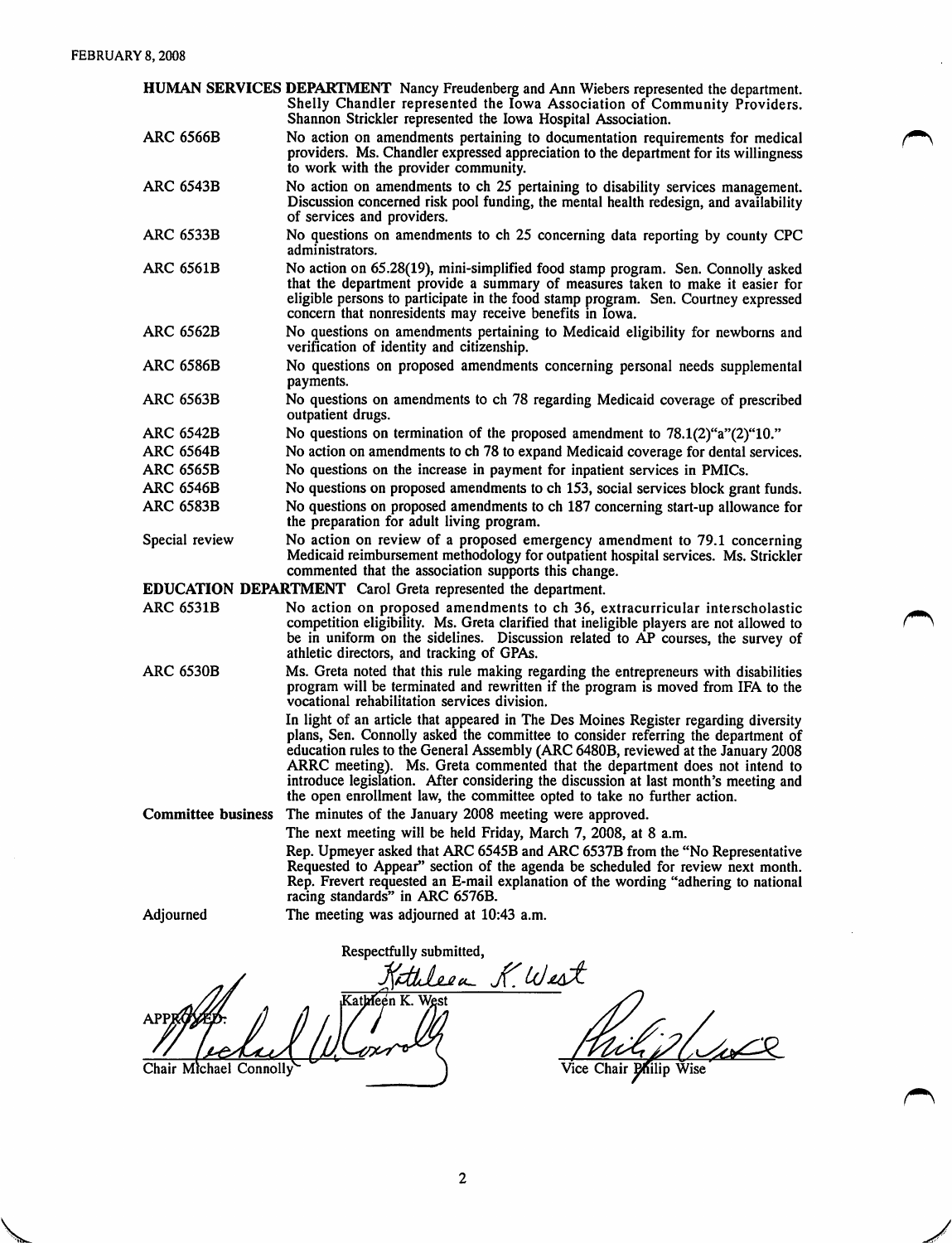**HUMAN SERVICES DEPARTMENT** Nancy Freudenberg and Ann Wiebers represented the department. Shelly Chandler represented the Iowa Association of Community Providers. Shannon Strickler represented the Iowa Hospital Association.

| | |
|---|---|
| ARC 6566B | No action on amendments pertaining to documentation requirements for medical providers. Ms. Chandler expressed appreciation to the department for its willingness to work with the provider community. |
| ARC 6543B | No action on amendments to ch 25 pertaining to disability services management. Discussion concerned risk pool funding, the mental health redesign, and availability of services and providers. |
| ARC 6533B | No questions on amendments to ch 25 concerning data reporting by county CPC administrators. |
| ARC 6561B | No action on 65.28(19), mini-simplified food stamp program. Sen. Connolly asked that the department provide a summary of measures taken to make it easier for eligible persons to participate in the food stamp program. Sen. Courtney expressed concern that nonresidents may receive benefits in Iowa. |
| ARC 6562B | No questions on amendments pertaining to Medicaid eligibility for newborns and verification of identity and citizenship. |
| ARC 6586B | No questions on proposed amendments concerning personal needs supplemental payments. |
| ARC 6563B | No questions on amendments to ch 78 regarding Medicaid coverage of prescribed outpatient drugs. |
| ARC 6542B | No questions on termination of the proposed amendment to 78.1(2)"a"(2)"10." |
| ARC 6564B | No action on amendments to ch 78 to expand Medicaid coverage for dental services. |
| ARC 6565B | No questions on the increase in payment for inpatient services in PMICs. |
| ARC 6546B | No questions on proposed amendments to ch 153, social services block grant funds. |
| ARC 6583B | No questions on proposed amendments to ch 187 concerning start-up allowance for the preparation for adult living program. |
| Special review | No action on review of a proposed emergency amendment to 79.1 concerning Medicaid reimbursement methodology for outpatient hospital services. Ms. Strickler commented that the association supports this change. |

**EDUCATION DEPARTMENT** Carol Greta represented the department.

| | |
|---|---|
| ARC 6531B | No action on proposed amendments to ch 36, extracurricular interscholastic competition eligibility. Ms. Greta clarified that ineligible players are not allowed to be in uniform on the sidelines. Discussion related to AP courses, the survey of athletic directors, and tracking of GPAs. |
| ARC 6530B | Ms. Greta noted that this rule making regarding the entrepreneurs with disabilities program will be terminated and rewritten if the program is moved from IFA to the vocational rehabilitation services division. |
| | In light of an article that appeared in The Des Moines Register regarding diversity plans, Sen. Connolly asked the committee to consider referring the department of education rules to the General Assembly (ARC 6480B, reviewed at the January 2008 ARRC meeting). Ms. Greta commented that the department does not intend to introduce legislation. After considering the discussion at last month's meeting and the open enrollment law, the committee opted to take no further action. |
| **Committee business** | The minutes of the January 2008 meeting were approved. |
| | The next meeting will be held Friday, March 7, 2008, at 8 a.m. |
| | Rep. Upmeyer asked that ARC 6545B and ARC 6537B from the "No Representative Requested to Appear" section of the agenda be scheduled for review next month. Rep. Frevert requested an E-mail explanation of the wording "adhering to national racing standards" in ARC 6576B. |
| Adjourned | The meeting was adjourned at 10:43 a.m. |

Respectfully submitted,

Kathleen K. West

APPROVED:

Chair Michael Connolly

Vice Chair Philip Wise